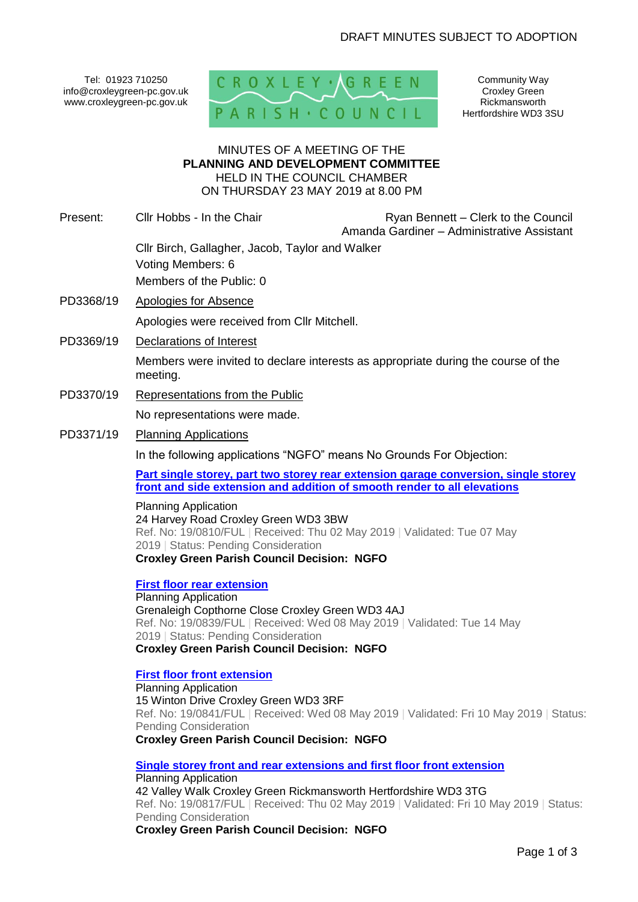DRAFT MINUTES SUBJECT TO ADOPTION

Tel: 01923 710250
info@croxleygreen-pc.gov.uk
www.croxleygreen-pc.gov.uk

CROXLEY GREEN PARISH COUNCIL

Community Way
Croxley Green
Rickmansworth
Hertfordshire WD3 3SU

MINUTES OF A MEETING OF THE
**PLANNING AND DEVELOPMENT COMMITTEE**
HELD IN THE COUNCIL CHAMBER
ON THURSDAY 23 MAY 2019 at 8.00 PM

Present: Cllr Hobbs - In the Chair

Ryan Bennett – Clerk to the Council
Amanda Gardiner – Administrative Assistant

Cllr Birch, Gallagher, Jacob, Taylor and Walker
Voting Members: 6
Members of the Public: 0

PD3368/19 Apologies for Absence

Apologies were received from Cllr Mitchell.

PD3369/19 Declarations of Interest

Members were invited to declare interests as appropriate during the course of the meeting.

PD3370/19 Representations from the Public

No representations were made.

PD3371/19 Planning Applications

In the following applications "NGFO" means No Grounds For Objection:

**Part single storey, part two storey rear extension garage conversion, single storey front and side extension and addition of smooth render to all elevations**

Planning Application
24 Harvey Road Croxley Green WD3 3BW
Ref. No: 19/0810/FUL | Received: Thu 02 May 2019 | Validated: Tue 07 May 2019 | Status: Pending Consideration
**Croxley Green Parish Council Decision: NGFO**

**First floor rear extension**
Planning Application
Grenaleigh Copthorne Close Croxley Green WD3 4AJ
Ref. No: 19/0839/FUL | Received: Wed 08 May 2019 | Validated: Tue 14 May 2019 | Status: Pending Consideration
**Croxley Green Parish Council Decision: NGFO**

**First floor front extension**
Planning Application
15 Winton Drive Croxley Green WD3 3RF
Ref. No: 19/0841/FUL | Received: Wed 08 May 2019 | Validated: Fri 10 May 2019 | Status: Pending Consideration
**Croxley Green Parish Council Decision: NGFO**

**Single storey front and rear extensions and first floor front extension**
Planning Application
42 Valley Walk Croxley Green Rickmansworth Hertfordshire WD3 3TG
Ref. No: 19/0817/FUL | Received: Thu 02 May 2019 | Validated: Fri 10 May 2019 | Status: Pending Consideration
**Croxley Green Parish Council Decision: NGFO**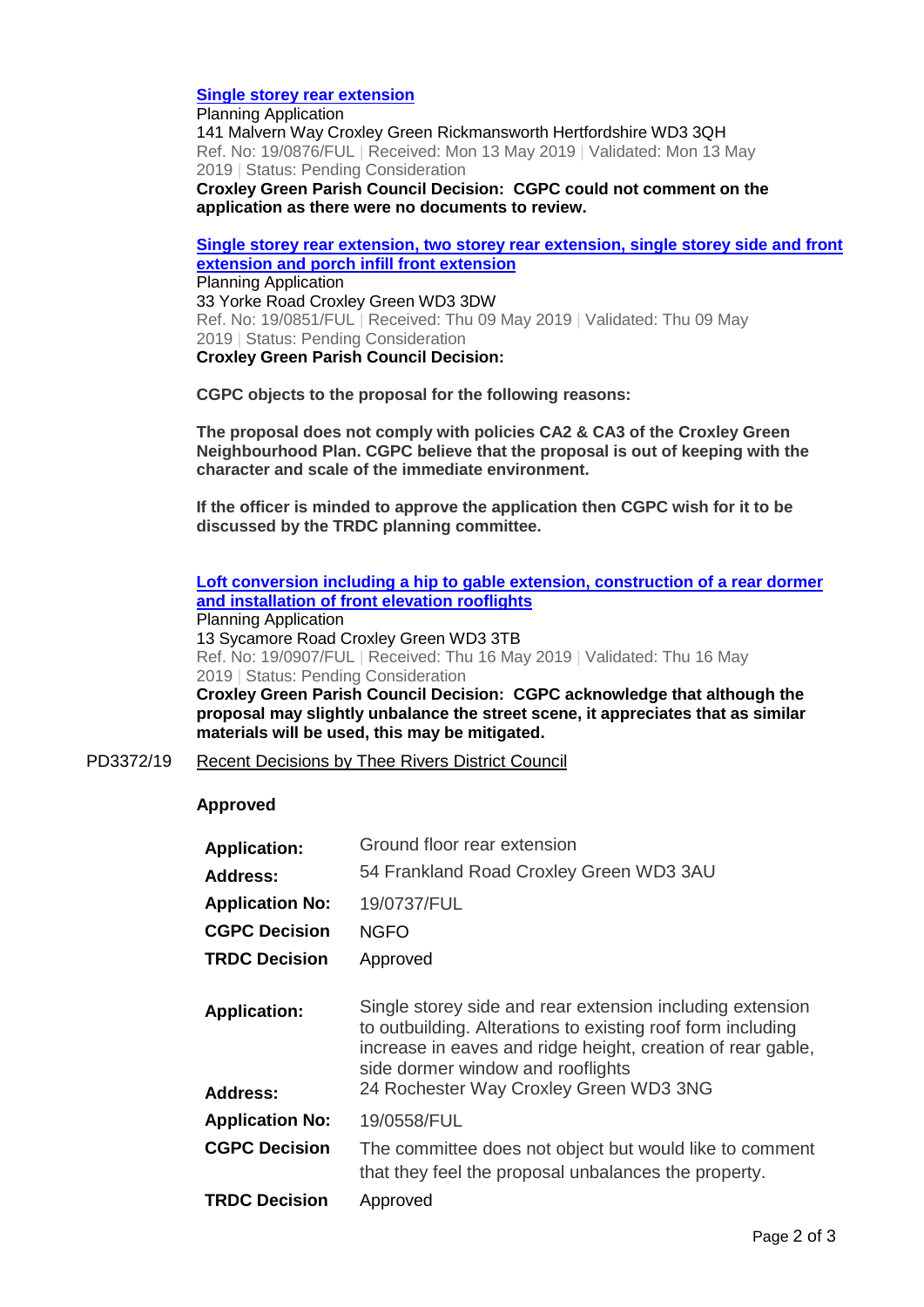**Single storey rear extension**
Planning Application
141 Malvern Way Croxley Green Rickmansworth Hertfordshire WD3 3QH
Ref. No: 19/0876/FUL | Received: Mon 13 May 2019 | Validated: Mon 13 May 2019 | Status: Pending Consideration
**Croxley Green Parish Council Decision: CGPC could not comment on the application as there were no documents to review.**

**Single storey rear extension, two storey rear extension, single storey side and front extension and porch infill front extension**
Planning Application
33 Yorke Road Croxley Green WD3 3DW
Ref. No: 19/0851/FUL | Received: Thu 09 May 2019 | Validated: Thu 09 May 2019 | Status: Pending Consideration
**Croxley Green Parish Council Decision:**

**CGPC objects to the proposal for the following reasons:**

**The proposal does not comply with policies CA2 & CA3 of the Croxley Green Neighbourhood Plan. CGPC believe that the proposal is out of keeping with the character and scale of the immediate environment.**

**If the officer is minded to approve the application then CGPC wish for it to be discussed by the TRDC planning committee.**

**Loft conversion including a hip to gable extension, construction of a rear dormer and installation of front elevation rooflights**
Planning Application
13 Sycamore Road Croxley Green WD3 3TB
Ref. No: 19/0907/FUL | Received: Thu 16 May 2019 | Validated: Thu 16 May 2019 | Status: Pending Consideration
**Croxley Green Parish Council Decision: CGPC acknowledge that although the proposal may slightly unbalance the street scene, it appreciates that as similar materials will be used, this may be mitigated.**

PD3372/19 Recent Decisions by Thee Rivers District Council

**Approved**

| | |
|---|---|
| **Application:** | Ground floor rear extension |
| **Address:** | 54 Frankland Road Croxley Green WD3 3AU |
| **Application No:** | 19/0737/FUL |
| **CGPC Decision** | NGFO |
| **TRDC Decision** | Approved |

| | |
|---|---|
| **Application:** | Single storey side and rear extension including extension to outbuilding. Alterations to existing roof form including increase in eaves and ridge height, creation of rear gable, side dormer window and rooflights |
| **Address:** | 24 Rochester Way Croxley Green WD3 3NG |
| **Application No:** | 19/0558/FUL |
| **CGPC Decision** | The committee does not object but would like to comment that they feel the proposal unbalances the property. |
| **TRDC Decision** | Approved |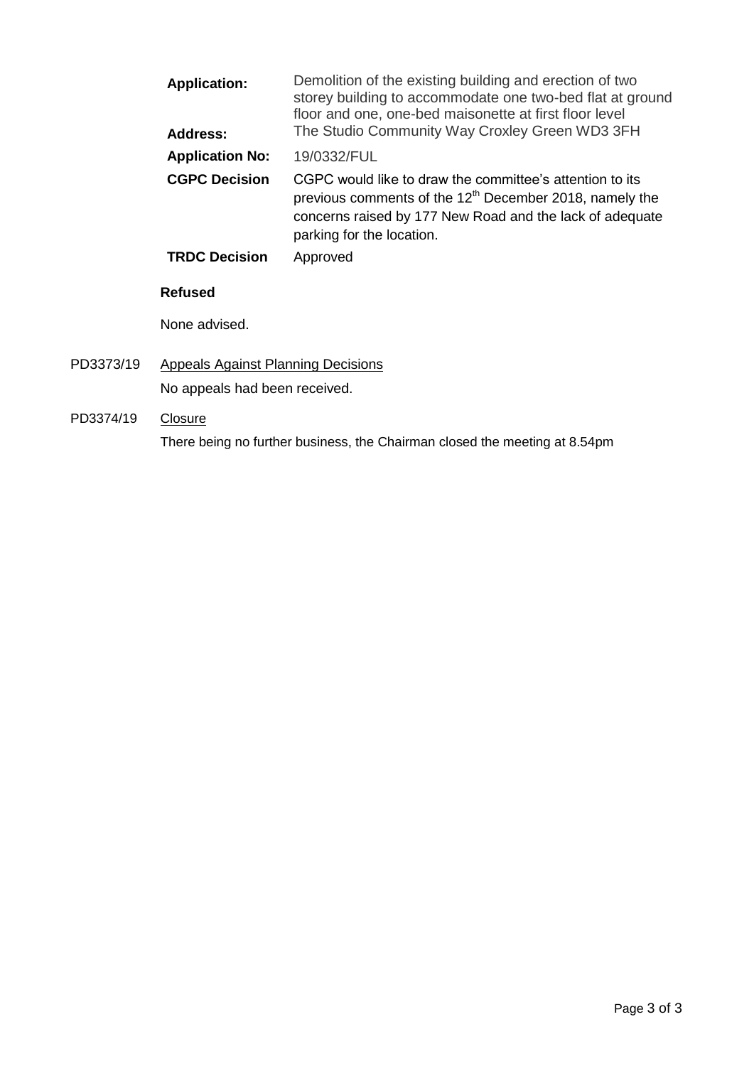| | |
|---|---|
| **Application:** | Demolition of the existing building and erection of two storey building to accommodate one two-bed flat at ground floor and one, one-bed maisonette at first floor level |
| **Address:** | The Studio Community Way Croxley Green WD3 3FH |
| **Application No:** | 19/0332/FUL |
| **CGPC Decision** | CGPC would like to draw the committee's attention to its previous comments of the 12th December 2018, namely the concerns raised by 177 New Road and the lack of adequate parking for the location. |
| **TRDC Decision** | Approved |

**Refused**

None advised.

PD3373/19 Appeals Against Planning Decisions

No appeals had been received.

PD3374/19 Closure

There being no further business, the Chairman closed the meeting at 8.54pm